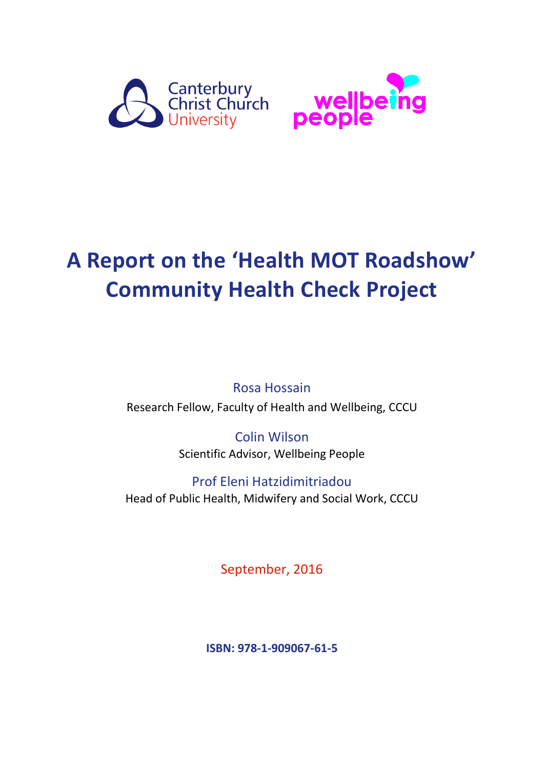Canterbury Christ Church University

wellbeing people

# A Report on the 'Health MOT Roadshow' Community Health Check Project

Rosa Hossain
Research Fellow, Faculty of Health and Wellbeing, CCCU

Colin Wilson
Scientific Advisor, Wellbeing People

Prof Eleni Hatzidimitriadou
Head of Public Health, Midwifery and Social Work, CCCU

September, 2016

**ISBN: 978-1-909067-61-5**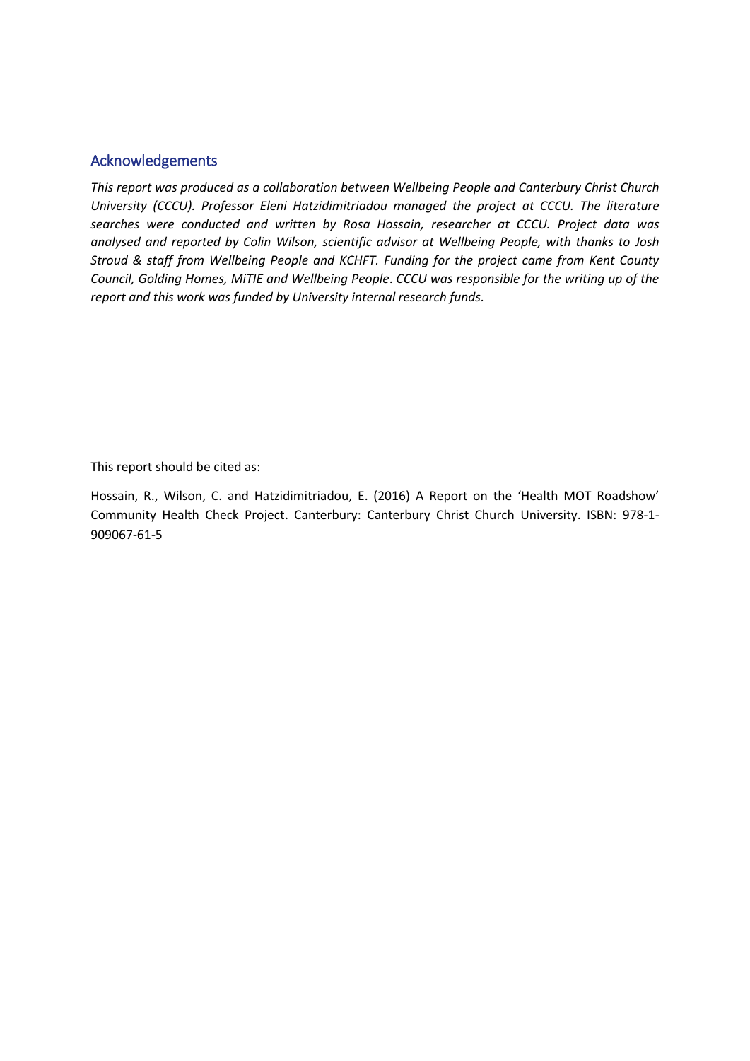## Acknowledgements

*This report was produced as a collaboration between Wellbeing People and Canterbury Christ Church University (CCCU). Professor Eleni Hatzidimitriadou managed the project at CCCU. The literature searches were conducted and written by Rosa Hossain, researcher at CCCU. Project data was analysed and reported by Colin Wilson, scientific advisor at Wellbeing People, with thanks to Josh Stroud & staff from Wellbeing People and KCHFT. Funding for the project came from Kent County Council, Golding Homes, MiTIE and Wellbeing People. CCCU was responsible for the writing up of the report and this work was funded by University internal research funds.*

This report should be cited as:

Hossain, R., Wilson, C. and Hatzidimitriadou, E. (2016) A Report on the 'Health MOT Roadshow' Community Health Check Project. Canterbury: Canterbury Christ Church University. ISBN: 978-1-909067-61-5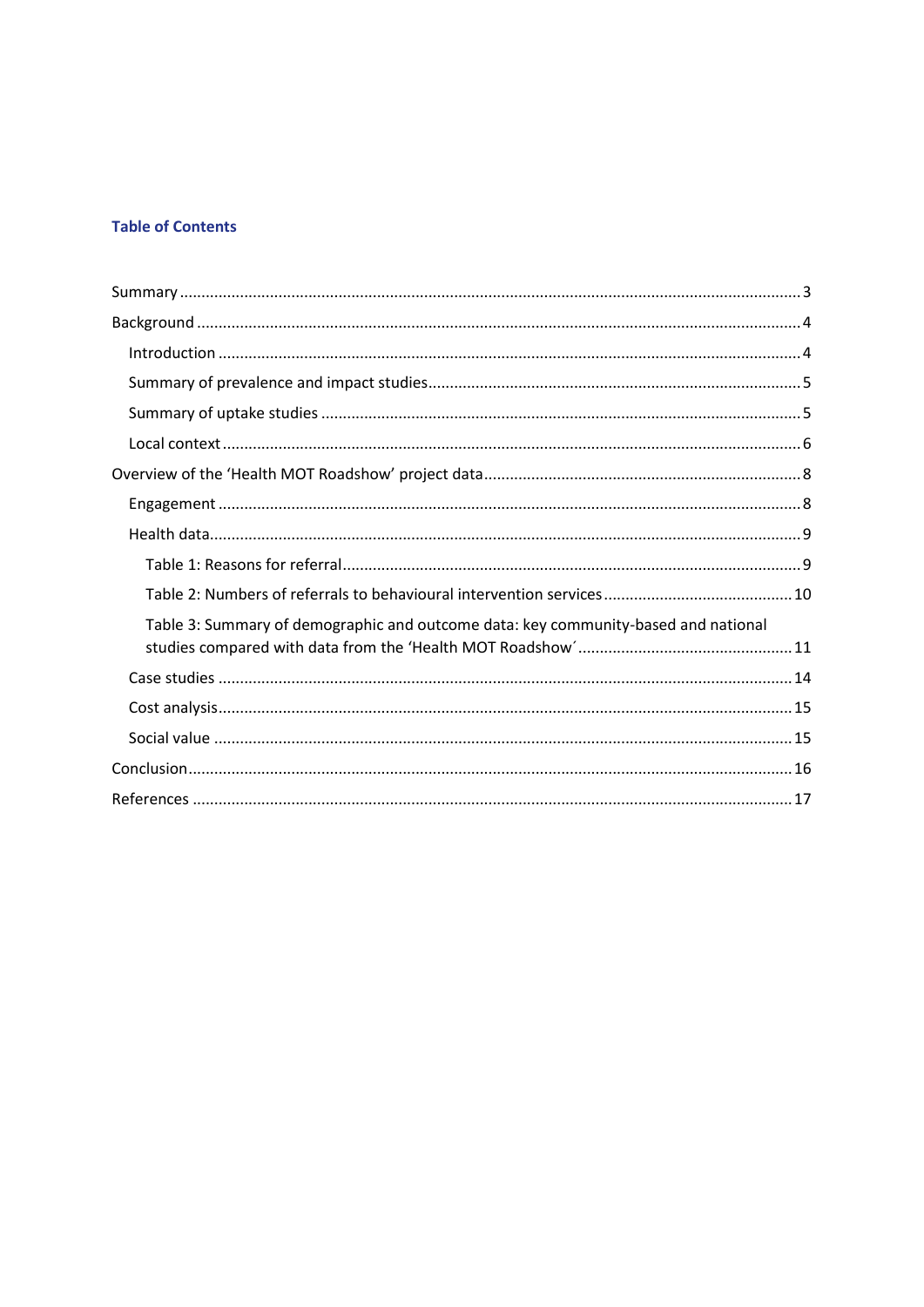## Table of Contents

Summary ........................................................................................................................................ 3

Background ................................................................................................................................... 4

- Introduction ............................................................................................................................. 4
- Summary of prevalence and impact studies ............................................................................. 5
- Summary of uptake studies ...................................................................................................... 5
- Local context ............................................................................................................................ 6

Overview of the 'Health MOT Roadshow' project data ................................................................ 8

- Engagement ............................................................................................................................. 8
- Health data ............................................................................................................................... 9
  - Table 1: Reasons for referral ................................................................................................ 9
  - Table 2: Numbers of referrals to behavioural intervention services .................................... 10
  - Table 3: Summary of demographic and outcome data: key community-based and national studies compared with data from the 'Health MOT Roadshow´ .................................................. 11
- Case studies ........................................................................................................................... 14
- Cost analysis ........................................................................................................................... 15
- Social value ............................................................................................................................. 15

Conclusion .................................................................................................................................. 16

References .................................................................................................................................. 17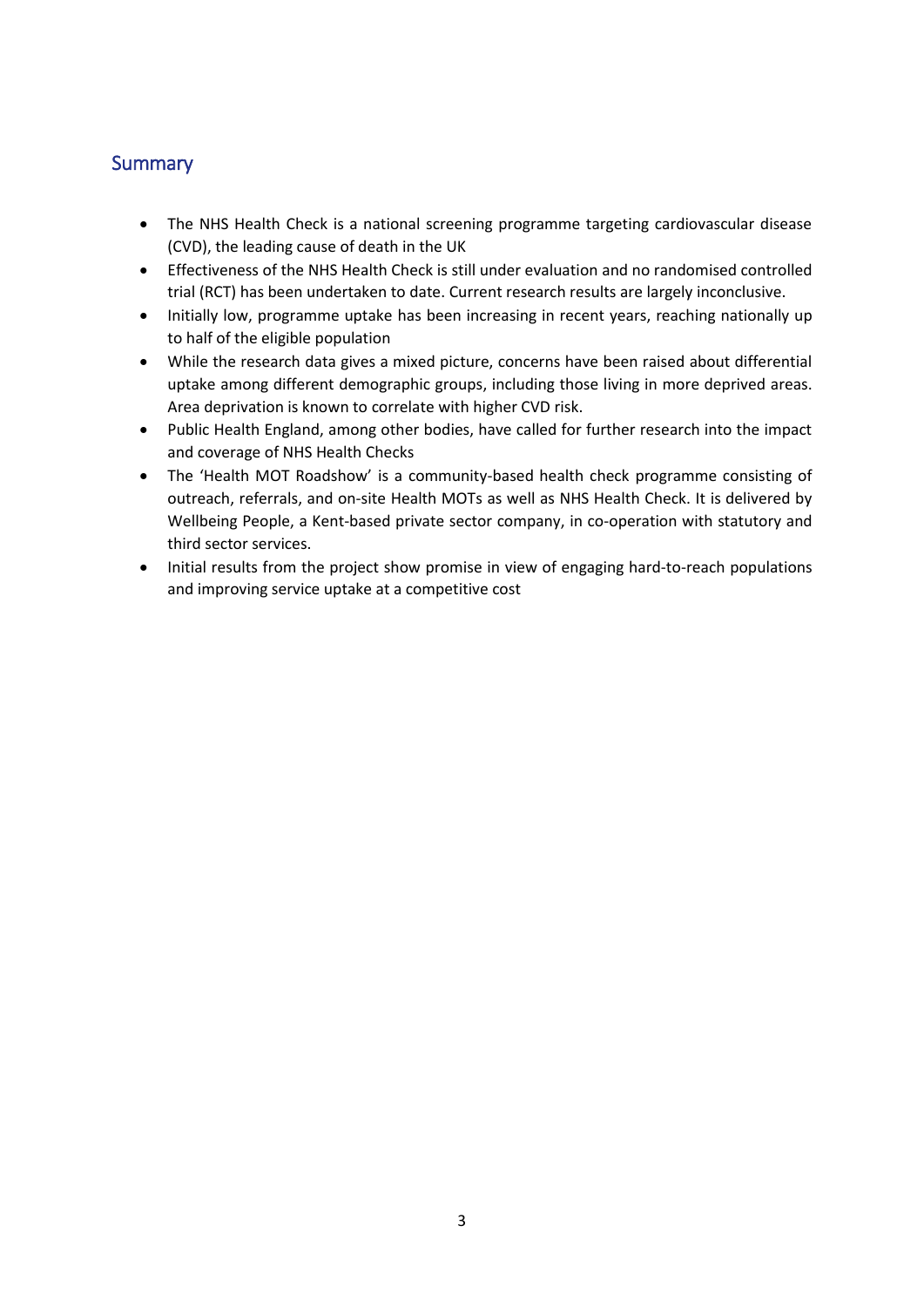## Summary

- The NHS Health Check is a national screening programme targeting cardiovascular disease (CVD), the leading cause of death in the UK
- Effectiveness of the NHS Health Check is still under evaluation and no randomised controlled trial (RCT) has been undertaken to date. Current research results are largely inconclusive.
- Initially low, programme uptake has been increasing in recent years, reaching nationally up to half of the eligible population
- While the research data gives a mixed picture, concerns have been raised about differential uptake among different demographic groups, including those living in more deprived areas. Area deprivation is known to correlate with higher CVD risk.
- Public Health England, among other bodies, have called for further research into the impact and coverage of NHS Health Checks
- The 'Health MOT Roadshow' is a community-based health check programme consisting of outreach, referrals, and on-site Health MOTs as well as NHS Health Check. It is delivered by Wellbeing People, a Kent-based private sector company, in co-operation with statutory and third sector services.
- Initial results from the project show promise in view of engaging hard-to-reach populations and improving service uptake at a competitive cost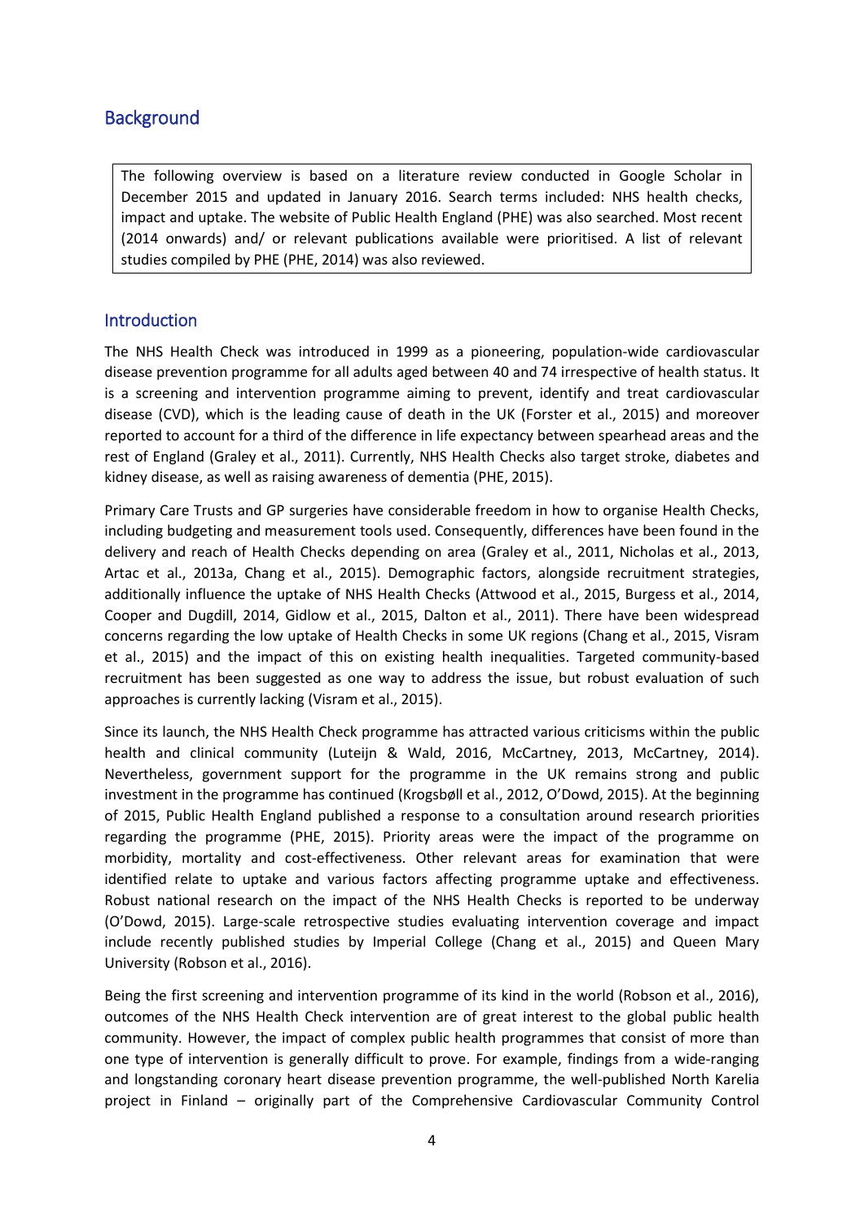## Background

The following overview is based on a literature review conducted in Google Scholar in December 2015 and updated in January 2016. Search terms included: NHS health checks, impact and uptake. The website of Public Health England (PHE) was also searched. Most recent (2014 onwards) and/ or relevant publications available were prioritised. A list of relevant studies compiled by PHE (PHE, 2014) was also reviewed.

### Introduction

The NHS Health Check was introduced in 1999 as a pioneering, population-wide cardiovascular disease prevention programme for all adults aged between 40 and 74 irrespective of health status. It is a screening and intervention programme aiming to prevent, identify and treat cardiovascular disease (CVD), which is the leading cause of death in the UK (Forster et al., 2015) and moreover reported to account for a third of the difference in life expectancy between spearhead areas and the rest of England (Graley et al., 2011). Currently, NHS Health Checks also target stroke, diabetes and kidney disease, as well as raising awareness of dementia (PHE, 2015).

Primary Care Trusts and GP surgeries have considerable freedom in how to organise Health Checks, including budgeting and measurement tools used. Consequently, differences have been found in the delivery and reach of Health Checks depending on area (Graley et al., 2011, Nicholas et al., 2013, Artac et al., 2013a, Chang et al., 2015). Demographic factors, alongside recruitment strategies, additionally influence the uptake of NHS Health Checks (Attwood et al., 2015, Burgess et al., 2014, Cooper and Dugdill, 2014, Gidlow et al., 2015, Dalton et al., 2011). There have been widespread concerns regarding the low uptake of Health Checks in some UK regions (Chang et al., 2015, Visram et al., 2015) and the impact of this on existing health inequalities. Targeted community-based recruitment has been suggested as one way to address the issue, but robust evaluation of such approaches is currently lacking (Visram et al., 2015).

Since its launch, the NHS Health Check programme has attracted various criticisms within the public health and clinical community (Luteijn & Wald, 2016, McCartney, 2013, McCartney, 2014). Nevertheless, government support for the programme in the UK remains strong and public investment in the programme has continued (Krogsbøll et al., 2012, O'Dowd, 2015). At the beginning of 2015, Public Health England published a response to a consultation around research priorities regarding the programme (PHE, 2015). Priority areas were the impact of the programme on morbidity, mortality and cost-effectiveness. Other relevant areas for examination that were identified relate to uptake and various factors affecting programme uptake and effectiveness. Robust national research on the impact of the NHS Health Checks is reported to be underway (O'Dowd, 2015). Large-scale retrospective studies evaluating intervention coverage and impact include recently published studies by Imperial College (Chang et al., 2015) and Queen Mary University (Robson et al., 2016).

Being the first screening and intervention programme of its kind in the world (Robson et al., 2016), outcomes of the NHS Health Check intervention are of great interest to the global public health community. However, the impact of complex public health programmes that consist of more than one type of intervention is generally difficult to prove. For example, findings from a wide-ranging and longstanding coronary heart disease prevention programme, the well-published North Karelia project in Finland – originally part of the Comprehensive Cardiovascular Community Control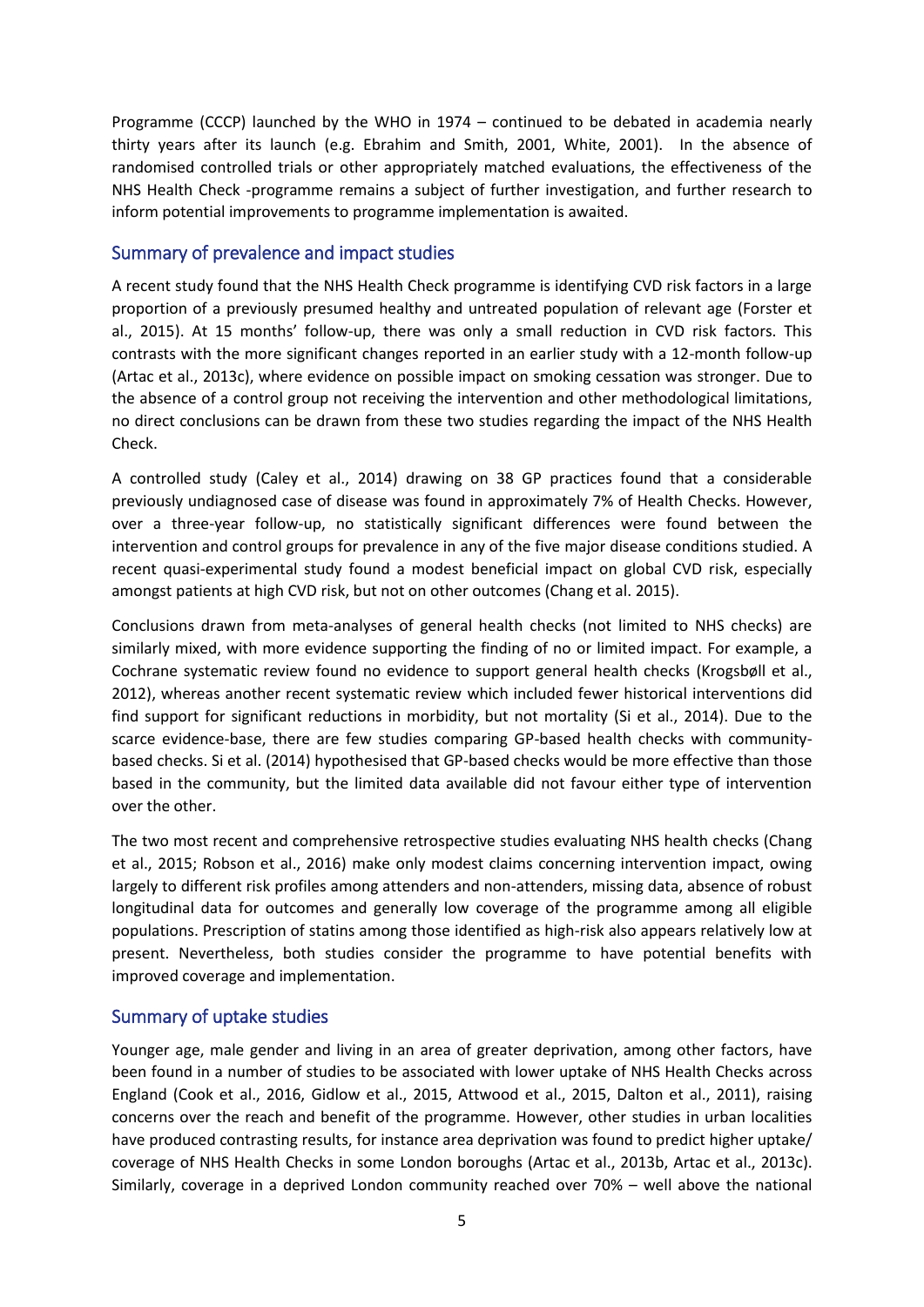Programme (CCCP) launched by the WHO in 1974 – continued to be debated in academia nearly thirty years after its launch (e.g. Ebrahim and Smith, 2001, White, 2001). In the absence of randomised controlled trials or other appropriately matched evaluations, the effectiveness of the NHS Health Check -programme remains a subject of further investigation, and further research to inform potential improvements to programme implementation is awaited.

## Summary of prevalence and impact studies

A recent study found that the NHS Health Check programme is identifying CVD risk factors in a large proportion of a previously presumed healthy and untreated population of relevant age (Forster et al., 2015). At 15 months' follow-up, there was only a small reduction in CVD risk factors. This contrasts with the more significant changes reported in an earlier study with a 12-month follow-up (Artac et al., 2013c), where evidence on possible impact on smoking cessation was stronger. Due to the absence of a control group not receiving the intervention and other methodological limitations, no direct conclusions can be drawn from these two studies regarding the impact of the NHS Health Check.

A controlled study (Caley et al., 2014) drawing on 38 GP practices found that a considerable previously undiagnosed case of disease was found in approximately 7% of Health Checks. However, over a three-year follow-up, no statistically significant differences were found between the intervention and control groups for prevalence in any of the five major disease conditions studied. A recent quasi-experimental study found a modest beneficial impact on global CVD risk, especially amongst patients at high CVD risk, but not on other outcomes (Chang et al. 2015).

Conclusions drawn from meta-analyses of general health checks (not limited to NHS checks) are similarly mixed, with more evidence supporting the finding of no or limited impact. For example, a Cochrane systematic review found no evidence to support general health checks (Krogsbøll et al., 2012), whereas another recent systematic review which included fewer historical interventions did find support for significant reductions in morbidity, but not mortality (Si et al., 2014). Due to the scarce evidence-base, there are few studies comparing GP-based health checks with community-based checks. Si et al. (2014) hypothesised that GP-based checks would be more effective than those based in the community, but the limited data available did not favour either type of intervention over the other.

The two most recent and comprehensive retrospective studies evaluating NHS health checks (Chang et al., 2015; Robson et al., 2016) make only modest claims concerning intervention impact, owing largely to different risk profiles among attenders and non-attenders, missing data, absence of robust longitudinal data for outcomes and generally low coverage of the programme among all eligible populations. Prescription of statins among those identified as high-risk also appears relatively low at present. Nevertheless, both studies consider the programme to have potential benefits with improved coverage and implementation.

## Summary of uptake studies

Younger age, male gender and living in an area of greater deprivation, among other factors, have been found in a number of studies to be associated with lower uptake of NHS Health Checks across England (Cook et al., 2016, Gidlow et al., 2015, Attwood et al., 2015, Dalton et al., 2011), raising concerns over the reach and benefit of the programme. However, other studies in urban localities have produced contrasting results, for instance area deprivation was found to predict higher uptake/ coverage of NHS Health Checks in some London boroughs (Artac et al., 2013b, Artac et al., 2013c). Similarly, coverage in a deprived London community reached over 70% – well above the national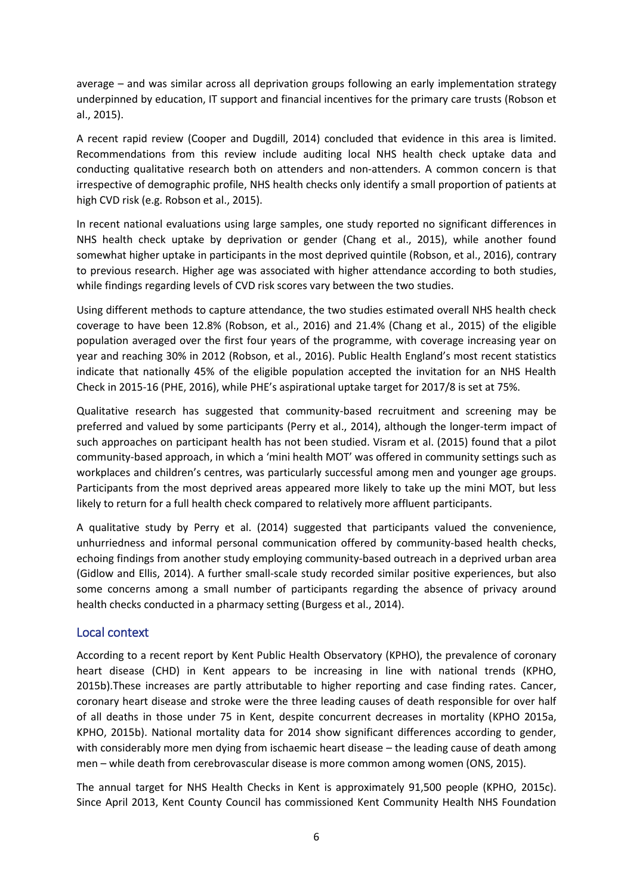average – and was similar across all deprivation groups following an early implementation strategy underpinned by education, IT support and financial incentives for the primary care trusts (Robson et al., 2015).

A recent rapid review (Cooper and Dugdill, 2014) concluded that evidence in this area is limited. Recommendations from this review include auditing local NHS health check uptake data and conducting qualitative research both on attenders and non-attenders. A common concern is that irrespective of demographic profile, NHS health checks only identify a small proportion of patients at high CVD risk (e.g. Robson et al., 2015).

In recent national evaluations using large samples, one study reported no significant differences in NHS health check uptake by deprivation or gender (Chang et al., 2015), while another found somewhat higher uptake in participants in the most deprived quintile (Robson, et al., 2016), contrary to previous research. Higher age was associated with higher attendance according to both studies, while findings regarding levels of CVD risk scores vary between the two studies.

Using different methods to capture attendance, the two studies estimated overall NHS health check coverage to have been 12.8% (Robson, et al., 2016) and 21.4% (Chang et al., 2015) of the eligible population averaged over the first four years of the programme, with coverage increasing year on year and reaching 30% in 2012 (Robson, et al., 2016). Public Health England's most recent statistics indicate that nationally 45% of the eligible population accepted the invitation for an NHS Health Check in 2015-16 (PHE, 2016), while PHE's aspirational uptake target for 2017/8 is set at 75%.

Qualitative research has suggested that community-based recruitment and screening may be preferred and valued by some participants (Perry et al., 2014), although the longer-term impact of such approaches on participant health has not been studied. Visram et al. (2015) found that a pilot community-based approach, in which a 'mini health MOT' was offered in community settings such as workplaces and children's centres, was particularly successful among men and younger age groups. Participants from the most deprived areas appeared more likely to take up the mini MOT, but less likely to return for a full health check compared to relatively more affluent participants.

A qualitative study by Perry et al. (2014) suggested that participants valued the convenience, unhurriedness and informal personal communication offered by community-based health checks, echoing findings from another study employing community-based outreach in a deprived urban area (Gidlow and Ellis, 2014). A further small-scale study recorded similar positive experiences, but also some concerns among a small number of participants regarding the absence of privacy around health checks conducted in a pharmacy setting (Burgess et al., 2014).

## Local context

According to a recent report by Kent Public Health Observatory (KPHO), the prevalence of coronary heart disease (CHD) in Kent appears to be increasing in line with national trends (KPHO, 2015b).These increases are partly attributable to higher reporting and case finding rates. Cancer, coronary heart disease and stroke were the three leading causes of death responsible for over half of all deaths in those under 75 in Kent, despite concurrent decreases in mortality (KPHO 2015a, KPHO, 2015b). National mortality data for 2014 show significant differences according to gender, with considerably more men dying from ischaemic heart disease – the leading cause of death among men – while death from cerebrovascular disease is more common among women (ONS, 2015).

The annual target for NHS Health Checks in Kent is approximately 91,500 people (KPHO, 2015c). Since April 2013, Kent County Council has commissioned Kent Community Health NHS Foundation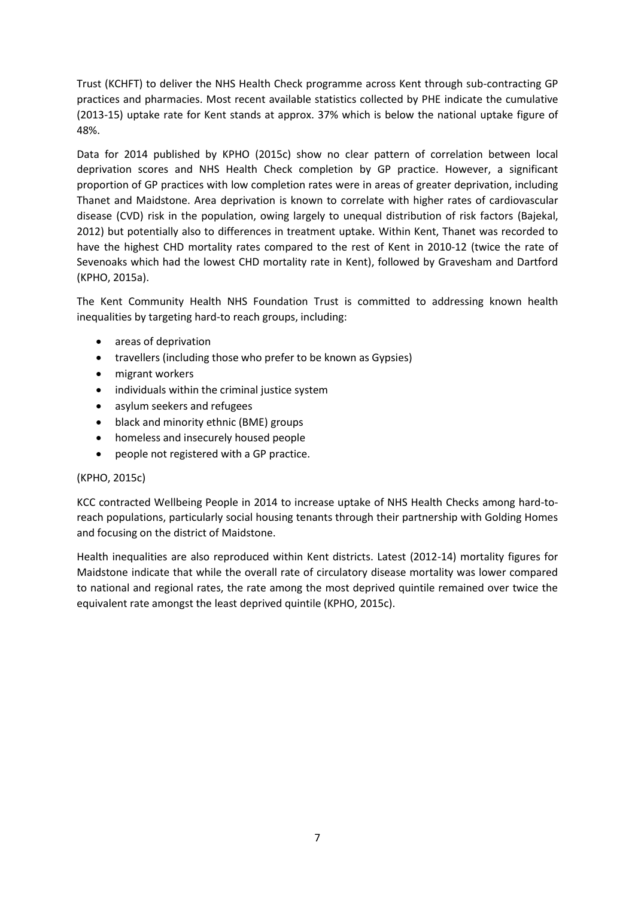Trust (KCHFT) to deliver the NHS Health Check programme across Kent through sub-contracting GP practices and pharmacies. Most recent available statistics collected by PHE indicate the cumulative (2013-15) uptake rate for Kent stands at approx. 37% which is below the national uptake figure of 48%.

Data for 2014 published by KPHO (2015c) show no clear pattern of correlation between local deprivation scores and NHS Health Check completion by GP practice. However, a significant proportion of GP practices with low completion rates were in areas of greater deprivation, including Thanet and Maidstone. Area deprivation is known to correlate with higher rates of cardiovascular disease (CVD) risk in the population, owing largely to unequal distribution of risk factors (Bajekal, 2012) but potentially also to differences in treatment uptake. Within Kent, Thanet was recorded to have the highest CHD mortality rates compared to the rest of Kent in 2010-12 (twice the rate of Sevenoaks which had the lowest CHD mortality rate in Kent), followed by Gravesham and Dartford (KPHO, 2015a).

The Kent Community Health NHS Foundation Trust is committed to addressing known health inequalities by targeting hard-to reach groups, including:

- areas of deprivation
- travellers (including those who prefer to be known as Gypsies)
- migrant workers
- individuals within the criminal justice system
- asylum seekers and refugees
- black and minority ethnic (BME) groups
- homeless and insecurely housed people
- people not registered with a GP practice.

(KPHO, 2015c)

KCC contracted Wellbeing People in 2014 to increase uptake of NHS Health Checks among hard-to-reach populations, particularly social housing tenants through their partnership with Golding Homes and focusing on the district of Maidstone.

Health inequalities are also reproduced within Kent districts. Latest (2012-14) mortality figures for Maidstone indicate that while the overall rate of circulatory disease mortality was lower compared to national and regional rates, the rate among the most deprived quintile remained over twice the equivalent rate amongst the least deprived quintile (KPHO, 2015c).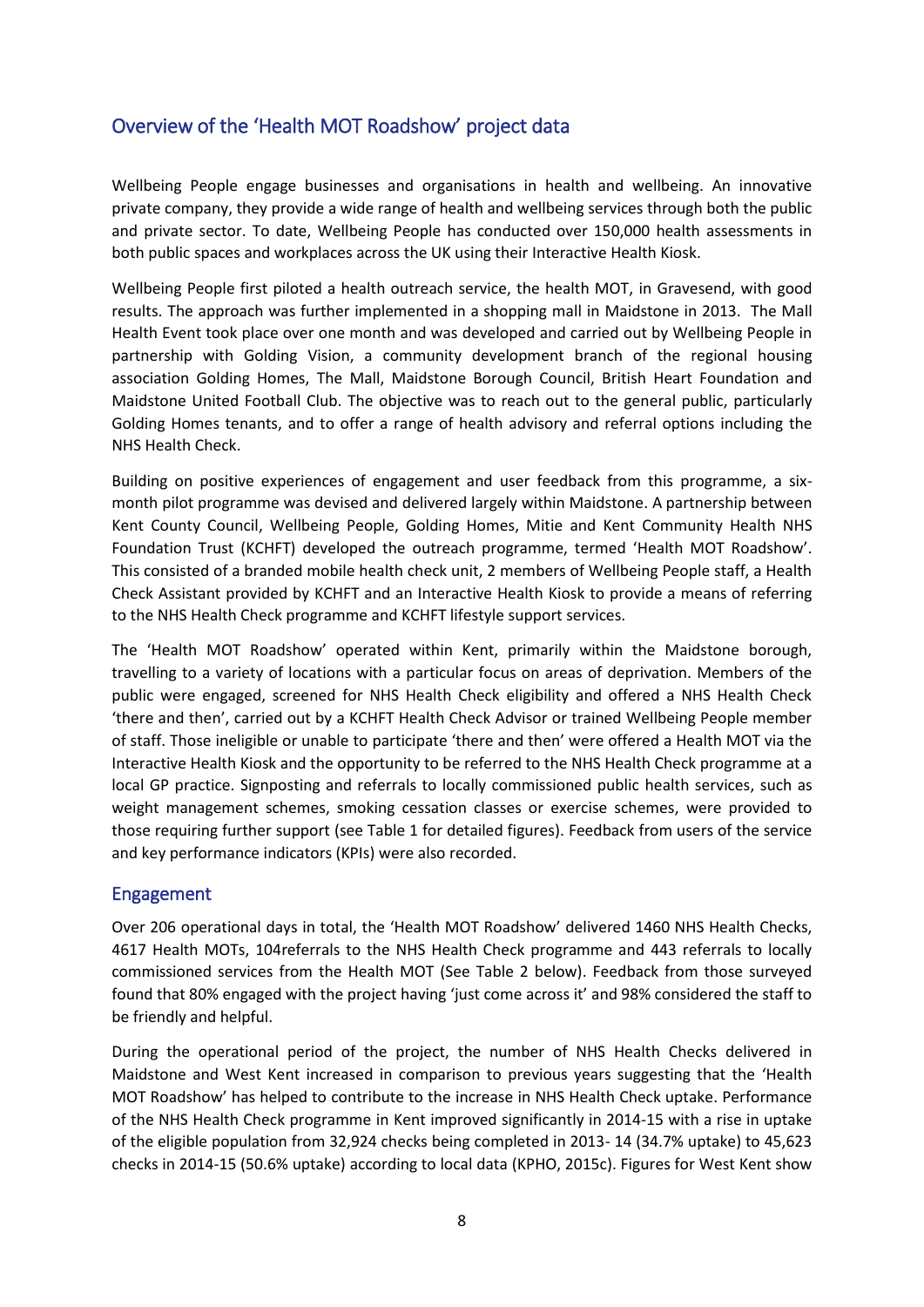## Overview of the 'Health MOT Roadshow' project data

Wellbeing People engage businesses and organisations in health and wellbeing. An innovative private company, they provide a wide range of health and wellbeing services through both the public and private sector. To date, Wellbeing People has conducted over 150,000 health assessments in both public spaces and workplaces across the UK using their Interactive Health Kiosk.

Wellbeing People first piloted a health outreach service, the health MOT, in Gravesend, with good results. The approach was further implemented in a shopping mall in Maidstone in 2013. The Mall Health Event took place over one month and was developed and carried out by Wellbeing People in partnership with Golding Vision, a community development branch of the regional housing association Golding Homes, The Mall, Maidstone Borough Council, British Heart Foundation and Maidstone United Football Club. The objective was to reach out to the general public, particularly Golding Homes tenants, and to offer a range of health advisory and referral options including the NHS Health Check.

Building on positive experiences of engagement and user feedback from this programme, a six-month pilot programme was devised and delivered largely within Maidstone. A partnership between Kent County Council, Wellbeing People, Golding Homes, Mitie and Kent Community Health NHS Foundation Trust (KCHFT) developed the outreach programme, termed 'Health MOT Roadshow'. This consisted of a branded mobile health check unit, 2 members of Wellbeing People staff, a Health Check Assistant provided by KCHFT and an Interactive Health Kiosk to provide a means of referring to the NHS Health Check programme and KCHFT lifestyle support services.

The 'Health MOT Roadshow' operated within Kent, primarily within the Maidstone borough, travelling to a variety of locations with a particular focus on areas of deprivation. Members of the public were engaged, screened for NHS Health Check eligibility and offered a NHS Health Check 'there and then', carried out by a KCHFT Health Check Advisor or trained Wellbeing People member of staff. Those ineligible or unable to participate 'there and then' were offered a Health MOT via the Interactive Health Kiosk and the opportunity to be referred to the NHS Health Check programme at a local GP practice. Signposting and referrals to locally commissioned public health services, such as weight management schemes, smoking cessation classes or exercise schemes, were provided to those requiring further support (see Table 1 for detailed figures). Feedback from users of the service and key performance indicators (KPIs) were also recorded.

### Engagement

Over 206 operational days in total, the 'Health MOT Roadshow' delivered 1460 NHS Health Checks, 4617 Health MOTs, 104referrals to the NHS Health Check programme and 443 referrals to locally commissioned services from the Health MOT (See Table 2 below). Feedback from those surveyed found that 80% engaged with the project having 'just come across it' and 98% considered the staff to be friendly and helpful.

During the operational period of the project, the number of NHS Health Checks delivered in Maidstone and West Kent increased in comparison to previous years suggesting that the 'Health MOT Roadshow' has helped to contribute to the increase in NHS Health Check uptake. Performance of the NHS Health Check programme in Kent improved significantly in 2014-15 with a rise in uptake of the eligible population from 32,924 checks being completed in 2013- 14 (34.7% uptake) to 45,623 checks in 2014-15 (50.6% uptake) according to local data (KPHO, 2015c). Figures for West Kent show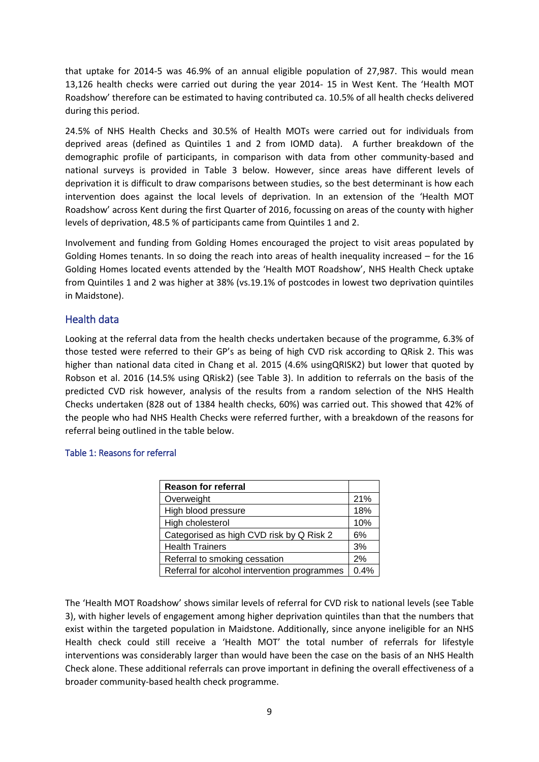that uptake for 2014-5 was 46.9% of an annual eligible population of 27,987. This would mean 13,126 health checks were carried out during the year 2014- 15 in West Kent. The 'Health MOT Roadshow' therefore can be estimated to having contributed ca. 10.5% of all health checks delivered during this period.

24.5% of NHS Health Checks and 30.5% of Health MOTs were carried out for individuals from deprived areas (defined as Quintiles 1 and 2 from IOMD data). A further breakdown of the demographic profile of participants, in comparison with data from other community-based and national surveys is provided in Table 3 below. However, since areas have different levels of deprivation it is difficult to draw comparisons between studies, so the best determinant is how each intervention does against the local levels of deprivation. In an extension of the 'Health MOT Roadshow' across Kent during the first Quarter of 2016, focussing on areas of the county with higher levels of deprivation, 48.5 % of participants came from Quintiles 1 and 2.

Involvement and funding from Golding Homes encouraged the project to visit areas populated by Golding Homes tenants. In so doing the reach into areas of health inequality increased – for the 16 Golding Homes located events attended by the 'Health MOT Roadshow', NHS Health Check uptake from Quintiles 1 and 2 was higher at 38% (vs.19.1% of postcodes in lowest two deprivation quintiles in Maidstone).

## Health data

Looking at the referral data from the health checks undertaken because of the programme, 6.3% of those tested were referred to their GP's as being of high CVD risk according to QRisk 2. This was higher than national data cited in Chang et al. 2015 (4.6% usingQRISK2) but lower that quoted by Robson et al. 2016 (14.5% using QRisk2) (see Table 3). In addition to referrals on the basis of the predicted CVD risk however, analysis of the results from a random selection of the NHS Health Checks undertaken (828 out of 1384 health checks, 60%) was carried out. This showed that 42% of the people who had NHS Health Checks were referred further, with a breakdown of the reasons for referral being outlined in the table below.

### Table 1: Reasons for referral

| Reason for referral | |
|---|---|
| Overweight | 21% |
| High blood pressure | 18% |
| High cholesterol | 10% |
| Categorised as high CVD risk by Q Risk 2 | 6% |
| Health Trainers | 3% |
| Referral to smoking cessation | 2% |
| Referral for alcohol intervention programmes | 0.4% |

The 'Health MOT Roadshow' shows similar levels of referral for CVD risk to national levels (see Table 3), with higher levels of engagement among higher deprivation quintiles than that the numbers that exist within the targeted population in Maidstone. Additionally, since anyone ineligible for an NHS Health check could still receive a 'Health MOT' the total number of referrals for lifestyle interventions was considerably larger than would have been the case on the basis of an NHS Health Check alone. These additional referrals can prove important in defining the overall effectiveness of a broader community-based health check programme.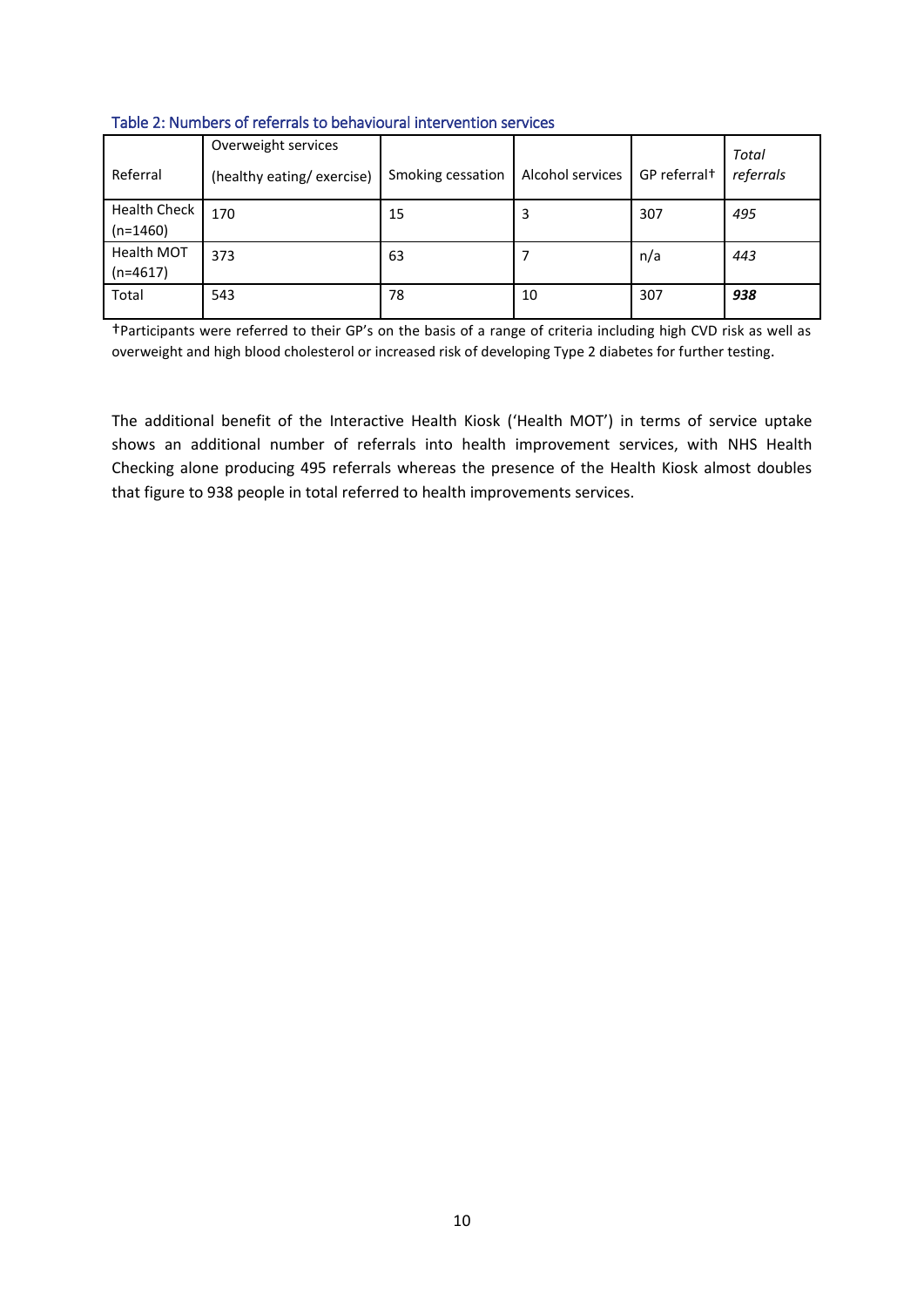Table 2: Numbers of referrals to behavioural intervention services

| Referral | Overweight services (healthy eating/ exercise) | Smoking cessation | Alcohol services | GP referral† | *Total referrals* |
|---|---|---|---|---|---|
| Health Check (n=1460) | 170 | 15 | 3 | 307 | *495* |
| Health MOT (n=4617) | 373 | 63 | 7 | n/a | *443* |
| Total | 543 | 78 | 10 | 307 | ***938*** |

†Participants were referred to their GP's on the basis of a range of criteria including high CVD risk as well as overweight and high blood cholesterol or increased risk of developing Type 2 diabetes for further testing.

The additional benefit of the Interactive Health Kiosk ('Health MOT') in terms of service uptake shows an additional number of referrals into health improvement services, with NHS Health Checking alone producing 495 referrals whereas the presence of the Health Kiosk almost doubles that figure to 938 people in total referred to health improvements services.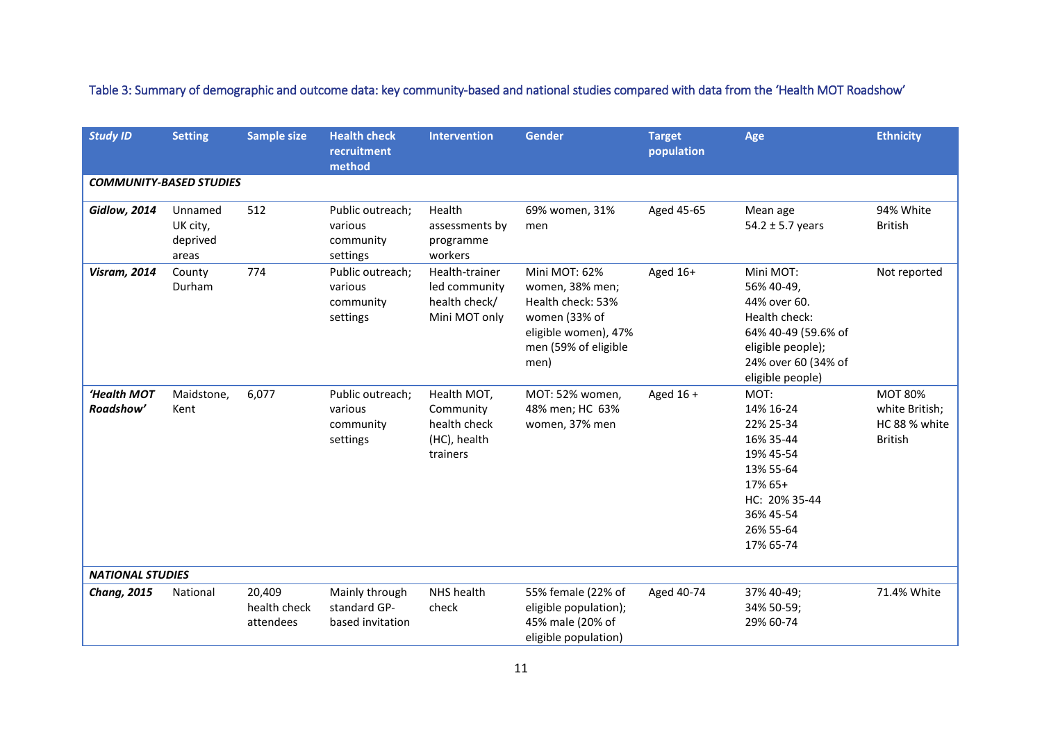Table 3: Summary of demographic and outcome data: key community-based and national studies compared with data from the 'Health MOT Roadshow'

| *Study ID* | Setting | Sample size | Health check recruitment method | Intervention | Gender | Target population | Age | Ethnicity |
|---|---|---|---|---|---|---|---|---|
| ***COMMUNITY-BASED STUDIES*** | | | | | | | | |
| ***Gidlow, 2014*** | Unnamed UK city, deprived areas | 512 | Public outreach; various community settings | Health assessments by programme workers | 69% women, 31% men | Aged 45-65 | Mean age 54.2 ± 5.7 years | 94% White British |
| ***Visram, 2014*** | County Durham | 774 | Public outreach; various community settings | Health-trainer led community health check/ Mini MOT only | Mini MOT: 62% women, 38% men; Health check: 53% women (33% of eligible women), 47% men (59% of eligible men) | Aged 16+ | Mini MOT: 56% 40-49, 44% over 60. Health check: 64% 40-49 (59.6% of eligible people); 24% over 60 (34% of eligible people) | Not reported |
| ***'Health MOT Roadshow'*** | Maidstone, Kent | 6,077 | Public outreach; various community settings | Health MOT, Community health check (HC), health trainers | MOT: 52% women, 48% men; HC 63% women, 37% men | Aged 16 + | MOT: 14% 16-24 22% 25-34 16% 35-44 19% 45-54 13% 55-64 17% 65+ HC: 20% 35-44 36% 45-54 26% 55-64 17% 65-74 | MOT 80% white British; HC 88 % white British |
| ***NATIONAL STUDIES*** | | | | | | | | |
| ***Chang, 2015*** | National | 20,409 health check attendees | Mainly through standard GP-based invitation | NHS health check | 55% female (22% of eligible population); 45% male (20% of eligible population) | Aged 40-74 | 37% 40-49; 34% 50-59; 29% 60-74 | 71.4% White |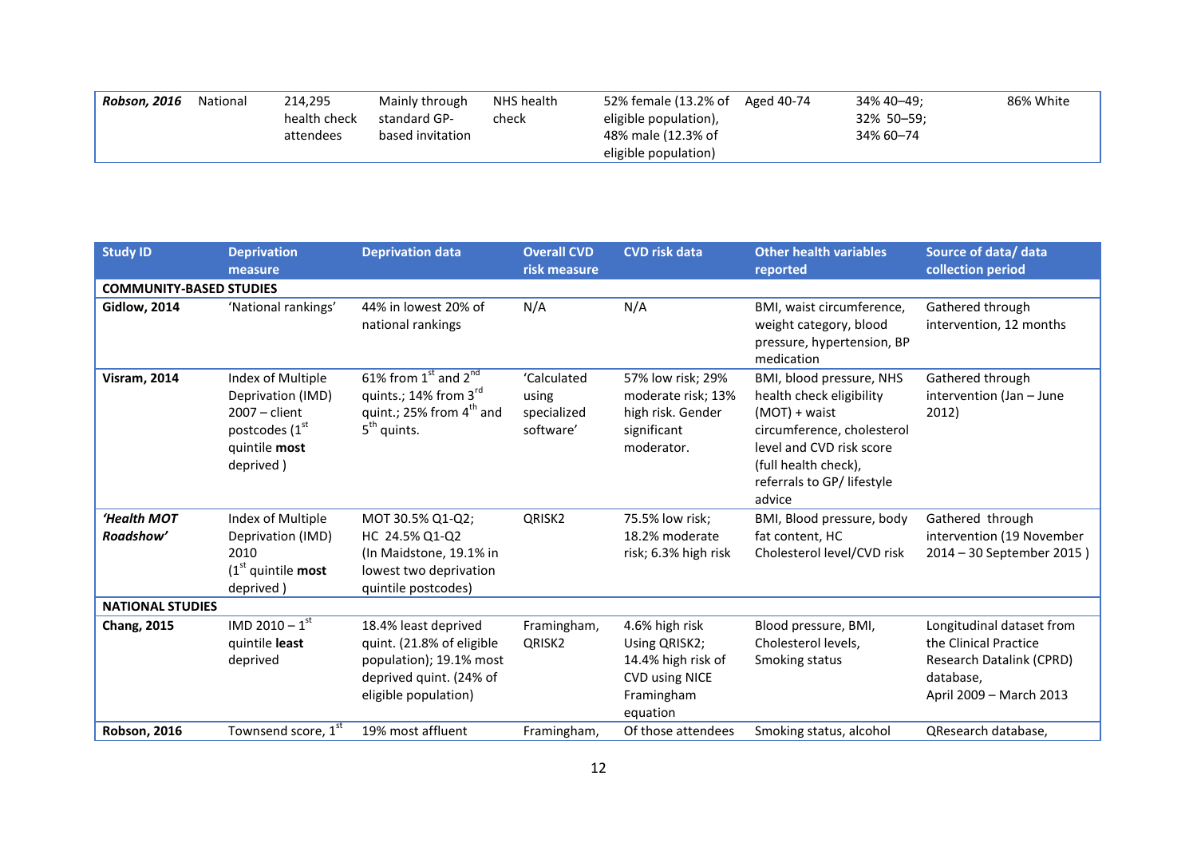| | | | | | | | | |
|---|---|---|---|---|---|---|---|---|
| ***Robson, 2016*** | National | 214,295 health check attendees | Mainly through standard GP-based invitation | NHS health check | 52% female (13.2% of eligible population), 48% male (12.3% of eligible population) | Aged 40-74 | 34% 40–49; 32% 50–59; 34% 60–74 | 86% White |

| Study ID | Deprivation measure | Deprivation data | Overall CVD risk measure | CVD risk data | Other health variables reported | Source of data/ data collection period |
|---|---|---|---|---|---|---|
| **COMMUNITY-BASED STUDIES** | | | | | | |
| **Gidlow, 2014** | 'National rankings' | 44% in lowest 20% of national rankings | N/A | N/A | BMI, waist circumference, weight category, blood pressure, hypertension, BP medication | Gathered through intervention, 12 months |
| **Visram, 2014** | Index of Multiple Deprivation (IMD) 2007 – client postcodes (1st quintile **most** deprived ) | 61% from 1st and 2nd quints.; 14% from 3rd quint.; 25% from 4th and 5th quints. | 'Calculated using specialized software' | 57% low risk; 29% moderate risk; 13% high risk. Gender significant moderator. | BMI, blood pressure, NHS health check eligibility (MOT) + waist circumference, cholesterol level and CVD risk score (full health check), referrals to GP/ lifestyle advice | Gathered through intervention (Jan – June 2012) |
| ***'Health MOT Roadshow'*** | Index of Multiple Deprivation (IMD) 2010 (1st quintile **most** deprived ) | MOT 30.5% Q1-Q2; HC 24.5% Q1-Q2 (In Maidstone, 19.1% in lowest two deprivation quintile postcodes) | QRISK2 | 75.5% low risk; 18.2% moderate risk; 6.3% high risk | BMI, Blood pressure, body fat content, HC Cholesterol level/CVD risk | Gathered through intervention (19 November 2014 – 30 September 2015 ) |
| **NATIONAL STUDIES** | | | | | | |
| **Chang, 2015** | IMD 2010 – 1st quintile **least** deprived | 18.4% least deprived quint. (21.8% of eligible population); 19.1% most deprived quint. (24% of eligible population) | Framingham, QRISK2 | 4.6% high risk Using QRISK2; 14.4% high risk of CVD using NICE Framingham equation | Blood pressure, BMI, Cholesterol levels, Smoking status | Longitudinal dataset from the Clinical Practice Research Datalink (CPRD) database, April 2009 – March 2013 |
| **Robson, 2016** | Townsend score, 1st | 19% most affluent | Framingham, | Of those attendees | Smoking status, alcohol | QResearch database, |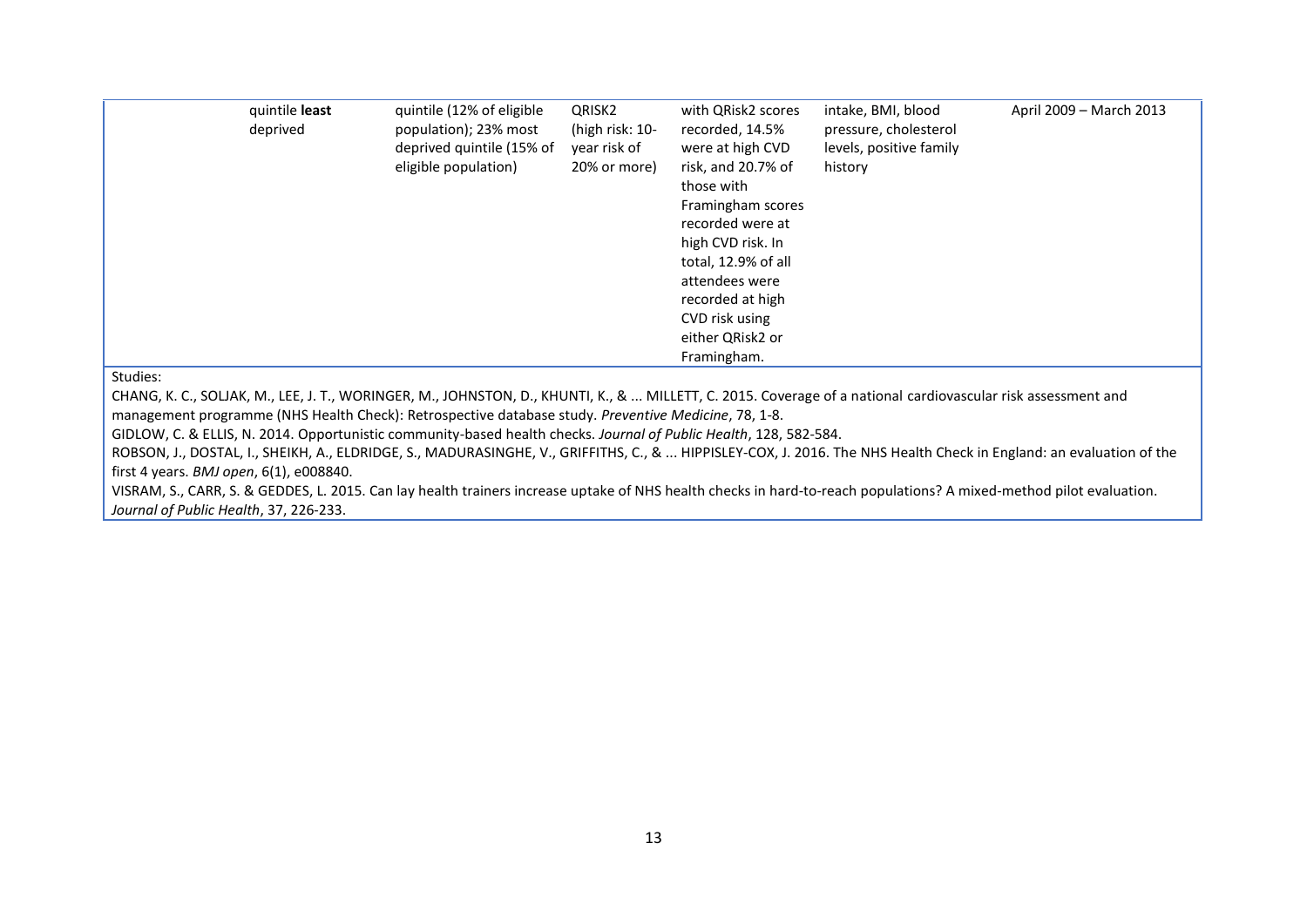| | | | | | | |
|---|---|---|---|---|---|---|
| | quintile **least** deprived | quintile (12% of eligible population); 23% most deprived quintile (15% of eligible population) | QRISK2 (high risk: 10-year risk of 20% or more) | with QRisk2 scores recorded, 14.5% were at high CVD risk, and 20.7% of those with Framingham scores recorded were at high CVD risk. In total, 12.9% of all attendees were recorded at high CVD risk using either QRisk2 or Framingham. | intake, BMI, blood pressure, cholesterol levels, positive family history | April 2009 – March 2013 |

Studies:

CHANG, K. C., SOLJAK, M., LEE, J. T., WORINGER, M., JOHNSTON, D., KHUNTI, K., & ... MILLETT, C. 2015. Coverage of a national cardiovascular risk assessment and management programme (NHS Health Check): Retrospective database study. *Preventive Medicine*, 78, 1-8.

GIDLOW, C. & ELLIS, N. 2014. Opportunistic community-based health checks. *Journal of Public Health*, 128, 582-584.

ROBSON, J., DOSTAL, I., SHEIKH, A., ELDRIDGE, S., MADURASINGHE, V., GRIFFITHS, C., & ... HIPPISLEY-COX, J. 2016. The NHS Health Check in England: an evaluation of the first 4 years. *BMJ open*, 6(1), e008840.

VISRAM, S., CARR, S. & GEDDES, L. 2015. Can lay health trainers increase uptake of NHS health checks in hard-to-reach populations? A mixed-method pilot evaluation. *Journal of Public Health*, 37, 226-233.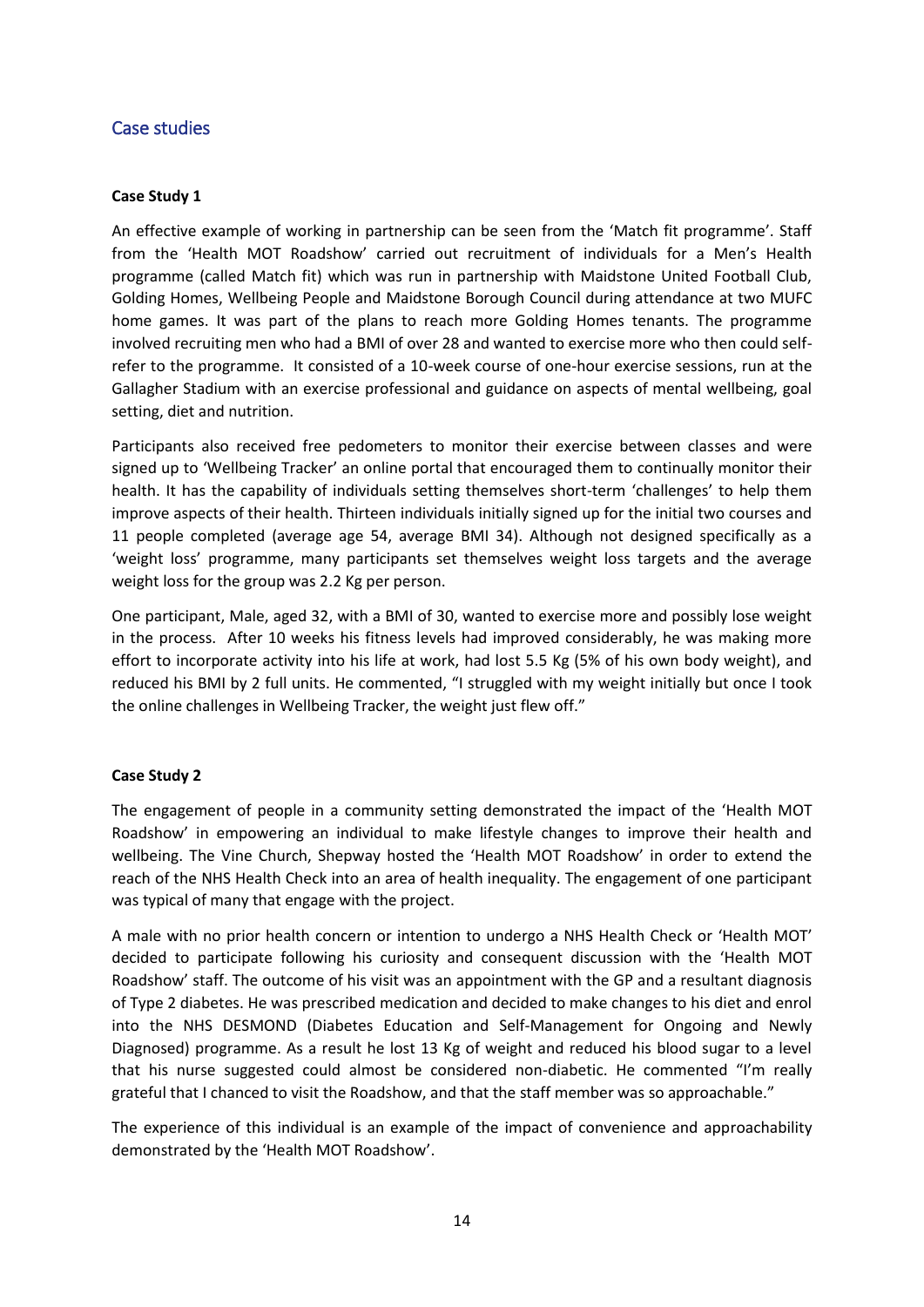## Case studies

**Case Study 1**

An effective example of working in partnership can be seen from the 'Match fit programme'. Staff from the 'Health MOT Roadshow' carried out recruitment of individuals for a Men's Health programme (called Match fit) which was run in partnership with Maidstone United Football Club, Golding Homes, Wellbeing People and Maidstone Borough Council during attendance at two MUFC home games. It was part of the plans to reach more Golding Homes tenants. The programme involved recruiting men who had a BMI of over 28 and wanted to exercise more who then could self-refer to the programme. It consisted of a 10-week course of one-hour exercise sessions, run at the Gallagher Stadium with an exercise professional and guidance on aspects of mental wellbeing, goal setting, diet and nutrition.

Participants also received free pedometers to monitor their exercise between classes and were signed up to 'Wellbeing Tracker' an online portal that encouraged them to continually monitor their health. It has the capability of individuals setting themselves short-term 'challenges' to help them improve aspects of their health. Thirteen individuals initially signed up for the initial two courses and 11 people completed (average age 54, average BMI 34). Although not designed specifically as a 'weight loss' programme, many participants set themselves weight loss targets and the average weight loss for the group was 2.2 Kg per person.

One participant, Male, aged 32, with a BMI of 30, wanted to exercise more and possibly lose weight in the process. After 10 weeks his fitness levels had improved considerably, he was making more effort to incorporate activity into his life at work, had lost 5.5 Kg (5% of his own body weight), and reduced his BMI by 2 full units. He commented, "I struggled with my weight initially but once I took the online challenges in Wellbeing Tracker, the weight just flew off."

**Case Study 2**

The engagement of people in a community setting demonstrated the impact of the 'Health MOT Roadshow' in empowering an individual to make lifestyle changes to improve their health and wellbeing. The Vine Church, Shepway hosted the 'Health MOT Roadshow' in order to extend the reach of the NHS Health Check into an area of health inequality. The engagement of one participant was typical of many that engage with the project.

A male with no prior health concern or intention to undergo a NHS Health Check or 'Health MOT' decided to participate following his curiosity and consequent discussion with the 'Health MOT Roadshow' staff. The outcome of his visit was an appointment with the GP and a resultant diagnosis of Type 2 diabetes. He was prescribed medication and decided to make changes to his diet and enrol into the NHS DESMOND (Diabetes Education and Self-Management for Ongoing and Newly Diagnosed) programme. As a result he lost 13 Kg of weight and reduced his blood sugar to a level that his nurse suggested could almost be considered non-diabetic. He commented "I'm really grateful that I chanced to visit the Roadshow, and that the staff member was so approachable."

The experience of this individual is an example of the impact of convenience and approachability demonstrated by the 'Health MOT Roadshow'.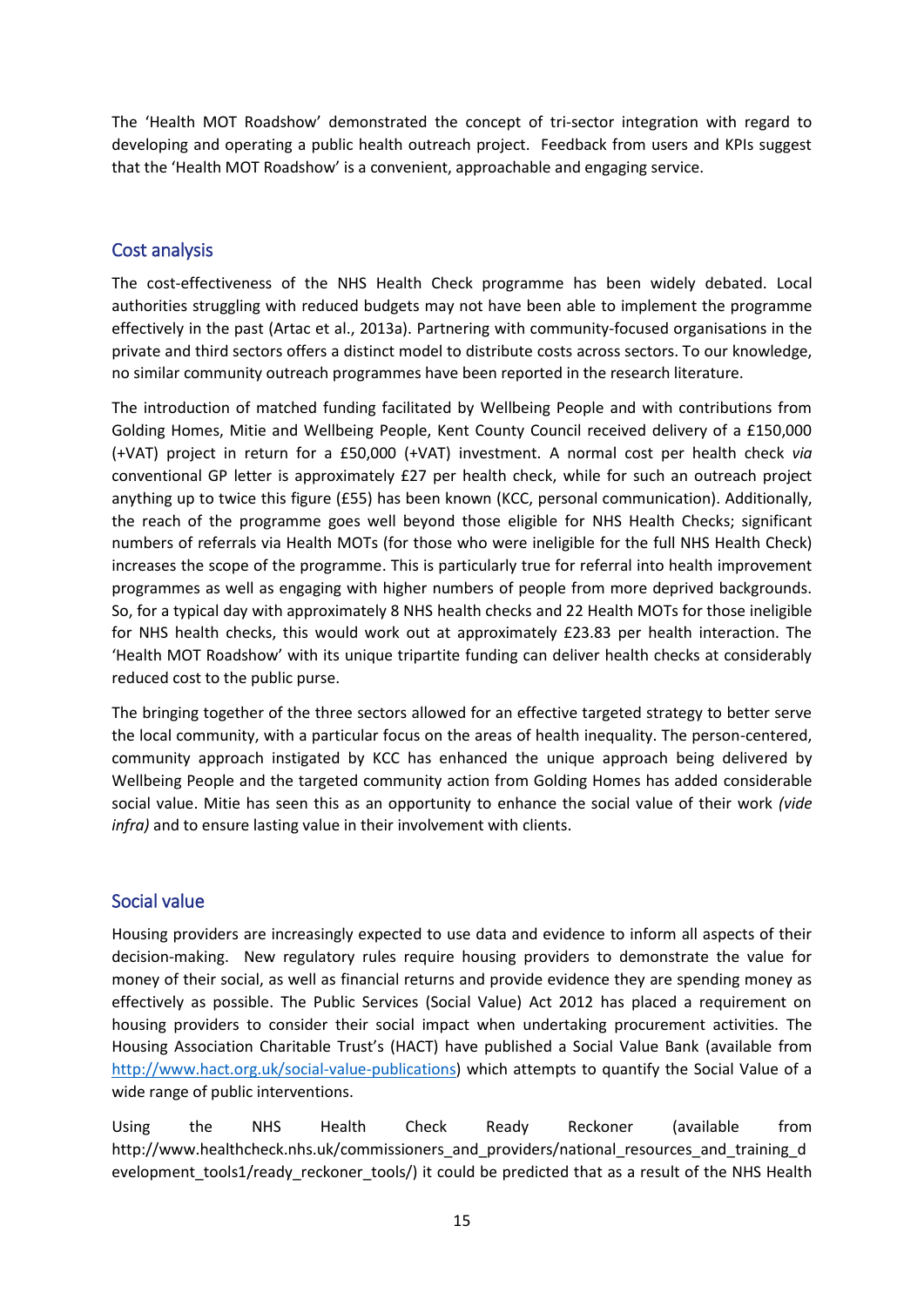The 'Health MOT Roadshow' demonstrated the concept of tri-sector integration with regard to developing and operating a public health outreach project. Feedback from users and KPIs suggest that the 'Health MOT Roadshow' is a convenient, approachable and engaging service.

## Cost analysis

The cost-effectiveness of the NHS Health Check programme has been widely debated. Local authorities struggling with reduced budgets may not have been able to implement the programme effectively in the past (Artac et al., 2013a). Partnering with community-focused organisations in the private and third sectors offers a distinct model to distribute costs across sectors. To our knowledge, no similar community outreach programmes have been reported in the research literature.

The introduction of matched funding facilitated by Wellbeing People and with contributions from Golding Homes, Mitie and Wellbeing People, Kent County Council received delivery of a £150,000 (+VAT) project in return for a £50,000 (+VAT) investment. A normal cost per health check *via* conventional GP letter is approximately £27 per health check, while for such an outreach project anything up to twice this figure (£55) has been known (KCC, personal communication). Additionally, the reach of the programme goes well beyond those eligible for NHS Health Checks; significant numbers of referrals via Health MOTs (for those who were ineligible for the full NHS Health Check) increases the scope of the programme. This is particularly true for referral into health improvement programmes as well as engaging with higher numbers of people from more deprived backgrounds. So, for a typical day with approximately 8 NHS health checks and 22 Health MOTs for those ineligible for NHS health checks, this would work out at approximately £23.83 per health interaction. The 'Health MOT Roadshow' with its unique tripartite funding can deliver health checks at considerably reduced cost to the public purse.

The bringing together of the three sectors allowed for an effective targeted strategy to better serve the local community, with a particular focus on the areas of health inequality. The person-centered, community approach instigated by KCC has enhanced the unique approach being delivered by Wellbeing People and the targeted community action from Golding Homes has added considerable social value. Mitie has seen this as an opportunity to enhance the social value of their work *(vide infra)* and to ensure lasting value in their involvement with clients.

## Social value

Housing providers are increasingly expected to use data and evidence to inform all aspects of their decision-making. New regulatory rules require housing providers to demonstrate the value for money of their social, as well as financial returns and provide evidence they are spending money as effectively as possible. The Public Services (Social Value) Act 2012 has placed a requirement on housing providers to consider their social impact when undertaking procurement activities. The Housing Association Charitable Trust's (HACT) have published a Social Value Bank (available from http://www.hact.org.uk/social-value-publications) which attempts to quantify the Social Value of a wide range of public interventions.

Using the NHS Health Check Ready Reckoner (available from http://www.healthcheck.nhs.uk/commissioners_and_providers/national_resources_and_training_development_tools1/ready_reckoner_tools/) it could be predicted that as a result of the NHS Health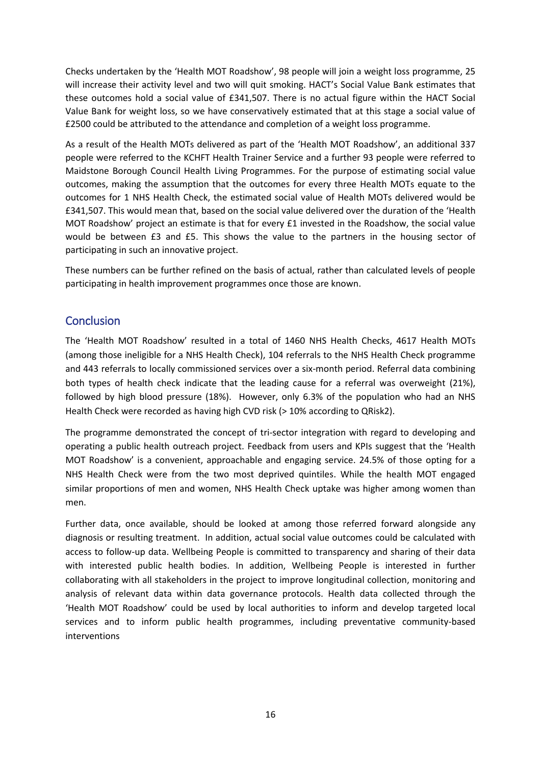Checks undertaken by the 'Health MOT Roadshow', 98 people will join a weight loss programme, 25 will increase their activity level and two will quit smoking. HACT's Social Value Bank estimates that these outcomes hold a social value of £341,507. There is no actual figure within the HACT Social Value Bank for weight loss, so we have conservatively estimated that at this stage a social value of £2500 could be attributed to the attendance and completion of a weight loss programme.

As a result of the Health MOTs delivered as part of the 'Health MOT Roadshow', an additional 337 people were referred to the KCHFT Health Trainer Service and a further 93 people were referred to Maidstone Borough Council Health Living Programmes. For the purpose of estimating social value outcomes, making the assumption that the outcomes for every three Health MOTs equate to the outcomes for 1 NHS Health Check, the estimated social value of Health MOTs delivered would be £341,507. This would mean that, based on the social value delivered over the duration of the 'Health MOT Roadshow' project an estimate is that for every £1 invested in the Roadshow, the social value would be between £3 and £5. This shows the value to the partners in the housing sector of participating in such an innovative project.

These numbers can be further refined on the basis of actual, rather than calculated levels of people participating in health improvement programmes once those are known.

## Conclusion

The 'Health MOT Roadshow' resulted in a total of 1460 NHS Health Checks, 4617 Health MOTs (among those ineligible for a NHS Health Check), 104 referrals to the NHS Health Check programme and 443 referrals to locally commissioned services over a six-month period. Referral data combining both types of health check indicate that the leading cause for a referral was overweight (21%), followed by high blood pressure (18%). However, only 6.3% of the population who had an NHS Health Check were recorded as having high CVD risk (> 10% according to QRisk2).

The programme demonstrated the concept of tri-sector integration with regard to developing and operating a public health outreach project. Feedback from users and KPIs suggest that the 'Health MOT Roadshow' is a convenient, approachable and engaging service. 24.5% of those opting for a NHS Health Check were from the two most deprived quintiles. While the health MOT engaged similar proportions of men and women, NHS Health Check uptake was higher among women than men.

Further data, once available, should be looked at among those referred forward alongside any diagnosis or resulting treatment. In addition, actual social value outcomes could be calculated with access to follow-up data. Wellbeing People is committed to transparency and sharing of their data with interested public health bodies. In addition, Wellbeing People is interested in further collaborating with all stakeholders in the project to improve longitudinal collection, monitoring and analysis of relevant data within data governance protocols. Health data collected through the 'Health MOT Roadshow' could be used by local authorities to inform and develop targeted local services and to inform public health programmes, including preventative community-based interventions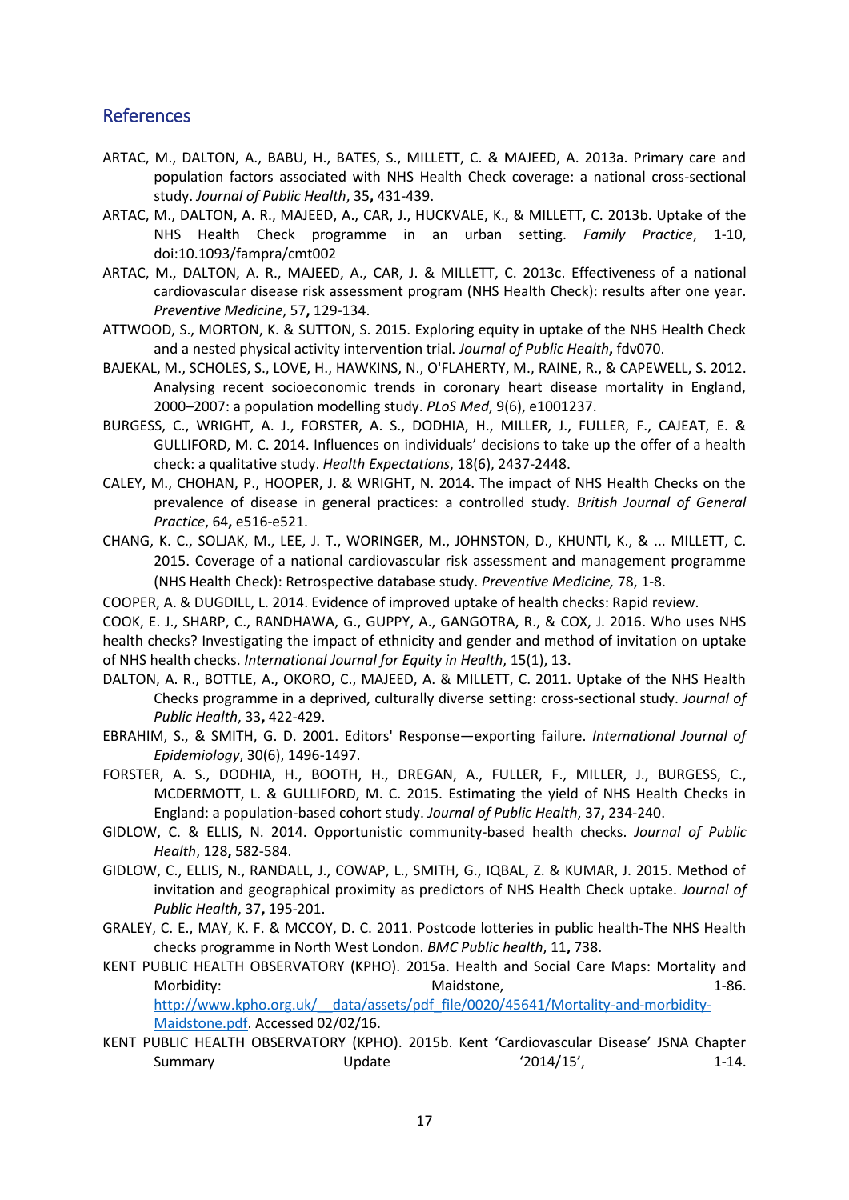## References

ARTAC, M., DALTON, A., BABU, H., BATES, S., MILLETT, C. & MAJEED, A. 2013a. Primary care and population factors associated with NHS Health Check coverage: a national cross-sectional study. *Journal of Public Health*, 35**,** 431-439.

ARTAC, M., DALTON, A. R., MAJEED, A., CAR, J., HUCKVALE, K., & MILLETT, C. 2013b. Uptake of the NHS Health Check programme in an urban setting. *Family Practice*, 1-10, doi:10.1093/fampra/cmt002

ARTAC, M., DALTON, A. R., MAJEED, A., CAR, J. & MILLETT, C. 2013c. Effectiveness of a national cardiovascular disease risk assessment program (NHS Health Check): results after one year. *Preventive Medicine*, 57**,** 129-134.

ATTWOOD, S., MORTON, K. & SUTTON, S. 2015. Exploring equity in uptake of the NHS Health Check and a nested physical activity intervention trial. *Journal of Public Health***,** fdv070.

BAJEKAL, M., SCHOLES, S., LOVE, H., HAWKINS, N., O'FLAHERTY, M., RAINE, R., & CAPEWELL, S. 2012. Analysing recent socioeconomic trends in coronary heart disease mortality in England, 2000–2007: a population modelling study. *PLoS Med*, 9(6), e1001237.

BURGESS, C., WRIGHT, A. J., FORSTER, A. S., DODHIA, H., MILLER, J., FULLER, F., CAJEAT, E. & GULLIFORD, M. C. 2014. Influences on individuals' decisions to take up the offer of a health check: a qualitative study. *Health Expectations*, 18(6), 2437-2448.

CALEY, M., CHOHAN, P., HOOPER, J. & WRIGHT, N. 2014. The impact of NHS Health Checks on the prevalence of disease in general practices: a controlled study. *British Journal of General Practice*, 64**,** e516-e521.

CHANG, K. C., SOLJAK, M., LEE, J. T., WORINGER, M., JOHNSTON, D., KHUNTI, K., & ... MILLETT, C. 2015. Coverage of a national cardiovascular risk assessment and management programme (NHS Health Check): Retrospective database study. *Preventive Medicine,* 78, 1-8.

COOPER, A. & DUGDILL, L. 2014. Evidence of improved uptake of health checks: Rapid review.

COOK, E. J., SHARP, C., RANDHAWA, G., GUPPY, A., GANGOTRA, R., & COX, J. 2016. Who uses NHS health checks? Investigating the impact of ethnicity and gender and method of invitation on uptake of NHS health checks. *International Journal for Equity in Health*, 15(1), 13.

DALTON, A. R., BOTTLE, A., OKORO, C., MAJEED, A. & MILLETT, C. 2011. Uptake of the NHS Health Checks programme in a deprived, culturally diverse setting: cross-sectional study. *Journal of Public Health*, 33**,** 422-429.

EBRAHIM, S., & SMITH, G. D. 2001. Editors' Response—exporting failure. *International Journal of Epidemiology*, 30(6), 1496-1497.

FORSTER, A. S., DODHIA, H., BOOTH, H., DREGAN, A., FULLER, F., MILLER, J., BURGESS, C., MCDERMOTT, L. & GULLIFORD, M. C. 2015. Estimating the yield of NHS Health Checks in England: a population-based cohort study. *Journal of Public Health*, 37**,** 234-240.

GIDLOW, C. & ELLIS, N. 2014. Opportunistic community-based health checks. *Journal of Public Health*, 128**,** 582-584.

GIDLOW, C., ELLIS, N., RANDALL, J., COWAP, L., SMITH, G., IQBAL, Z. & KUMAR, J. 2015. Method of invitation and geographical proximity as predictors of NHS Health Check uptake. *Journal of Public Health*, 37**,** 195-201.

GRALEY, C. E., MAY, K. F. & MCCOY, D. C. 2011. Postcode lotteries in public health-The NHS Health checks programme in North West London. *BMC Public health*, 11**,** 738.

KENT PUBLIC HEALTH OBSERVATORY (KPHO). 2015a. Health and Social Care Maps: Mortality and Morbidity: Maidstone, 1-86. http://www.kpho.org.uk/__data/assets/pdf_file/0020/45641/Mortality-and-morbidity-Maidstone.pdf. Accessed 02/02/16.

KENT PUBLIC HEALTH OBSERVATORY (KPHO). 2015b. Kent 'Cardiovascular Disease' JSNA Chapter Summary Update '2014/15', 1-14.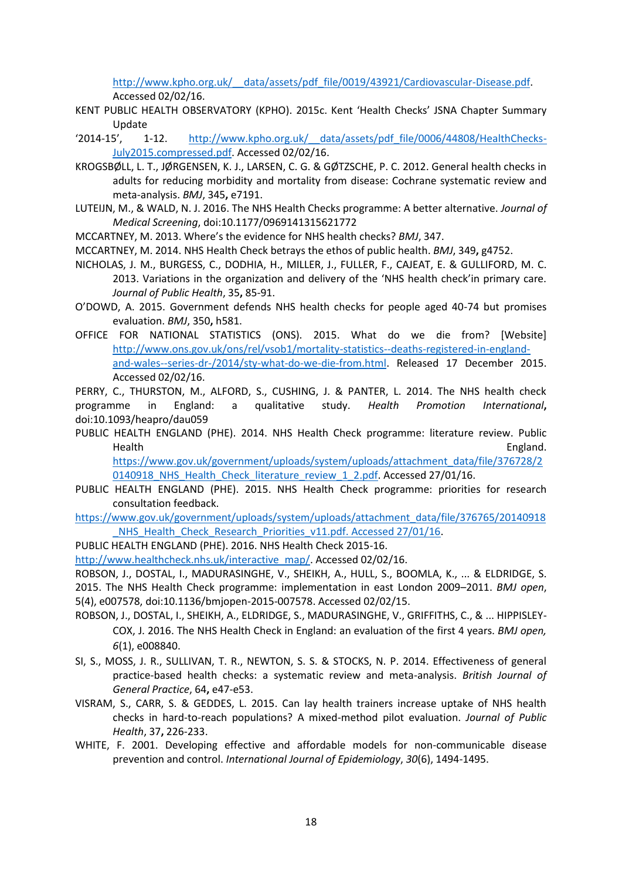http://www.kpho.org.uk/__data/assets/pdf_file/0019/43921/Cardiovascular-Disease.pdf. Accessed 02/02/16.

KENT PUBLIC HEALTH OBSERVATORY (KPHO). 2015c. Kent 'Health Checks' JSNA Chapter Summary Update '2014-15', 1-12. http://www.kpho.org.uk/__data/assets/pdf_file/0006/44808/HealthChecks-July2015.compressed.pdf. Accessed 02/02/16.

KROGSBØLL, L. T., JØRGENSEN, K. J., LARSEN, C. G. & GØTZSCHE, P. C. 2012. General health checks in adults for reducing morbidity and mortality from disease: Cochrane systematic review and meta-analysis. *BMJ*, 345**,** e7191.

LUTEIJN, M., & WALD, N. J. 2016. The NHS Health Checks programme: A better alternative. *Journal of Medical Screening*, doi:10.1177/0969141315621772

MCCARTNEY, M. 2013. Where's the evidence for NHS health checks? *BMJ*, 347.

MCCARTNEY, M. 2014. NHS Health Check betrays the ethos of public health. *BMJ*, 349**,** g4752.

NICHOLAS, J. M., BURGESS, C., DODHIA, H., MILLER, J., FULLER, F., CAJEAT, E. & GULLIFORD, M. C. 2013. Variations in the organization and delivery of the 'NHS health check'in primary care. *Journal of Public Health*, 35**,** 85-91.

O'DOWD, A. 2015. Government defends NHS health checks for people aged 40-74 but promises evaluation. *BMJ*, 350**,** h581.

OFFICE FOR NATIONAL STATISTICS (ONS). 2015. What do we die from? [Website] http://www.ons.gov.uk/ons/rel/vsob1/mortality-statistics--deaths-registered-in-england-and-wales--series-dr-/2014/sty-what-do-we-die-from.html. Released 17 December 2015. Accessed 02/02/16.

PERRY, C., THURSTON, M., ALFORD, S., CUSHING, J. & PANTER, L. 2014. The NHS health check programme in England: a qualitative study. *Health Promotion International***,** doi:10.1093/heapro/dau059

PUBLIC HEALTH ENGLAND (PHE). 2014. NHS Health Check programme: literature review. Public Health England. https://www.gov.uk/government/uploads/system/uploads/attachment_data/file/376728/20140918_NHS_Health_Check_literature_review_1_2.pdf. Accessed 27/01/16.

PUBLIC HEALTH ENGLAND (PHE). 2015. NHS Health Check programme: priorities for research consultation feedback. https://www.gov.uk/government/uploads/system/uploads/attachment_data/file/376765/20140918_NHS_Health_Check_Research_Priorities_v11.pdf. Accessed 27/01/16.

PUBLIC HEALTH ENGLAND (PHE). 2016. NHS Health Check 2015-16. http://www.healthcheck.nhs.uk/interactive_map/. Accessed 02/02/16.

ROBSON, J., DOSTAL, I., MADURASINGHE, V., SHEIKH, A., HULL, S., BOOMLA, K., ... & ELDRIDGE, S. 2015. The NHS Health Check programme: implementation in east London 2009–2011. *BMJ open*, 5(4), e007578, doi:10.1136/bmjopen-2015-007578. Accessed 02/02/15.

ROBSON, J., DOSTAL, I., SHEIKH, A., ELDRIDGE, S., MADURASINGHE, V., GRIFFITHS, C., & ... HIPPISLEY-COX, J. 2016. The NHS Health Check in England: an evaluation of the first 4 years. *BMJ open, 6*(1), e008840.

SI, S., MOSS, J. R., SULLIVAN, T. R., NEWTON, S. S. & STOCKS, N. P. 2014. Effectiveness of general practice-based health checks: a systematic review and meta-analysis. *British Journal of General Practice*, 64, e47-e53.

VISRAM, S., CARR, S. & GEDDES, L. 2015. Can lay health trainers increase uptake of NHS health checks in hard-to-reach populations? A mixed-method pilot evaluation. *Journal of Public Health*, 37**,** 226-233.

WHITE, F. 2001. Developing effective and affordable models for non-communicable disease prevention and control. *International Journal of Epidemiology*, *30*(6), 1494-1495.